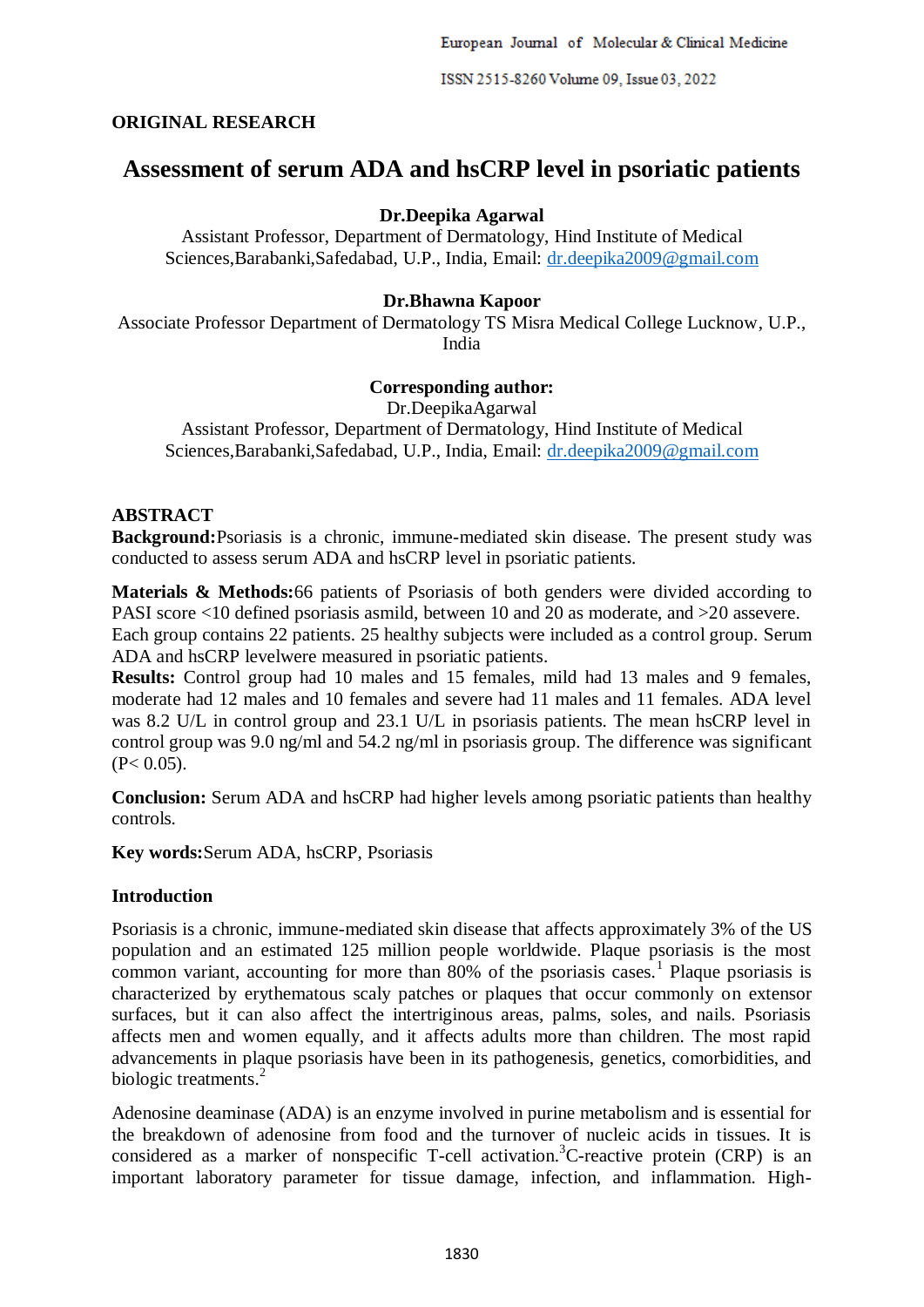**ORIGINAL RESEARCH**

# Assessment of serum ADA and hsCRP level in psoriatic patients

**Dr.Deepika Agarwal**

Assistant Professor, Department of Dermatology, Hind Institute of Medical Sciences,Barabanki,Safedabad, U.P., India, Email: dr.deepika2009@gmail.com

**Dr.Bhawna Kapoor**

Associate Professor Department of Dermatology TS Misra Medical College Lucknow, U.P., India

**Corresponding author:**

Dr.DeepikaAgarwal

Assistant Professor, Department of Dermatology, Hind Institute of Medical Sciences,Barabanki,Safedabad, U.P., India, Email: dr.deepika2009@gmail.com

## ABSTRACT

**Background:**Psoriasis is a chronic, immune-mediated skin disease. The present study was conducted to assess serum ADA and hsCRP level in psoriatic patients.

**Materials & Methods:**66 patients of Psoriasis of both genders were divided according to PASI score <10 defined psoriasis asmild, between 10 and 20 as moderate, and >20 assevere. Each group contains 22 patients. 25 healthy subjects were included as a control group. Serum ADA and hsCRP levelwere measured in psoriatic patients.

**Results:** Control group had 10 males and 15 females, mild had 13 males and 9 females, moderate had 12 males and 10 females and severe had 11 males and 11 females. ADA level was 8.2 U/L in control group and 23.1 U/L in psoriasis patients. The mean hsCRP level in control group was 9.0 ng/ml and 54.2 ng/ml in psoriasis group. The difference was significant ($P < 0.05$).

**Conclusion:** Serum ADA and hsCRP had higher levels among psoriatic patients than healthy controls.

**Key words:**Serum ADA, hsCRP, Psoriasis

## Introduction

Psoriasis is a chronic, immune-mediated skin disease that affects approximately 3% of the US population and an estimated 125 million people worldwide. Plaque psoriasis is the most common variant, accounting for more than 80% of the psoriasis cases.[1] Plaque psoriasis is characterized by erythematous scaly patches or plaques that occur commonly on extensor surfaces, but it can also affect the intertriginous areas, palms, soles, and nails. Psoriasis affects men and women equally, and it affects adults more than children. The most rapid advancements in plaque psoriasis have been in its pathogenesis, genetics, comorbidities, and biologic treatments.[2]

Adenosine deaminase (ADA) is an enzyme involved in purine metabolism and is essential for the breakdown of adenosine from food and the turnover of nucleic acids in tissues. It is considered as a marker of nonspecific T-cell activation.[3]C-reactive protein (CRP) is an important laboratory parameter for tissue damage, infection, and inflammation. High-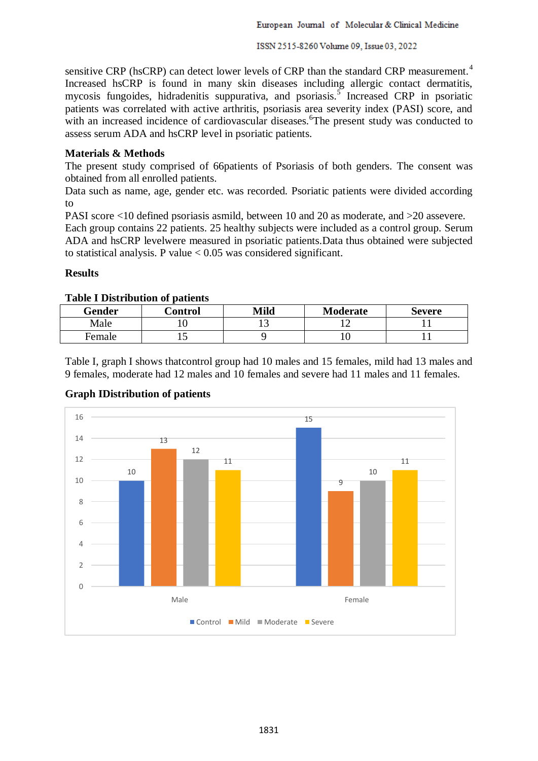sensitive CRP (hsCRP) can detect lower levels of CRP than the standard CRP measurement.[4] Increased hsCRP is found in many skin diseases including allergic contact dermatitis, mycosis fungoides, hidradenitis suppurativa, and psoriasis.[5] Increased CRP in psoriatic patients was correlated with active arthritis, psoriasis area severity index (PASI) score, and with an increased incidence of cardiovascular diseases.[6]The present study was conducted to assess serum ADA and hsCRP level in psoriatic patients.

**Materials & Methods**

The present study comprised of 66patients of Psoriasis of both genders. The consent was obtained from all enrolled patients.

Data such as name, age, gender etc. was recorded. Psoriatic patients were divided according to

PASI score <10 defined psoriasis asmild, between 10 and 20 as moderate, and >20 assevere. Each group contains 22 patients. 25 healthy subjects were included as a control group. Serum ADA and hsCRP levelwere measured in psoriatic patients.Data thus obtained were subjected to statistical analysis. P value < 0.05 was considered significant.

**Results**

**Table I Distribution of patients**

| Gender | Control | Mild | Moderate | Severe |
|---|---|---|---|---|
| Male | 10 | 13 | 12 | 11 |
| Female | 15 | 9 | 10 | 11 |

Table I, graph I shows thatcontrol group had 10 males and 15 females, mild had 13 males and 9 females, moderate had 12 males and 10 females and severe had 11 males and 11 females.

**Graph IDistribution of patients**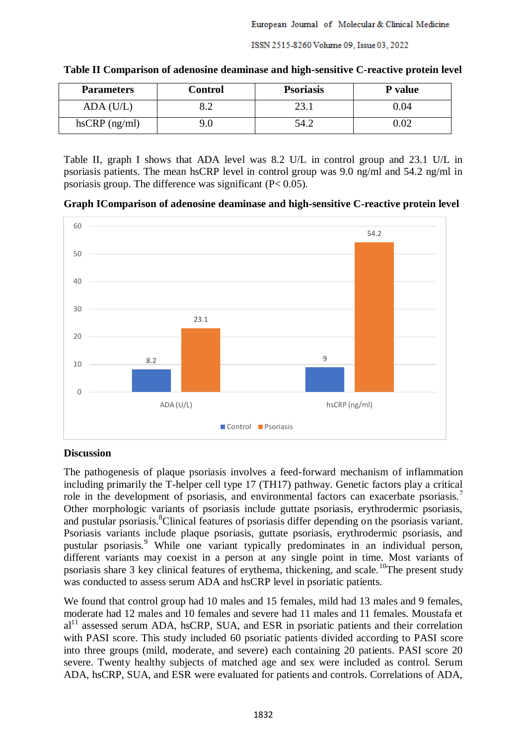**Table II Comparison of adenosine deaminase and high-sensitive C-reactive protein level**

| Parameters | Control | Psoriasis | P value |
|---|---|---|---|
| ADA (U/L) | 8.2 | 23.1 | 0.04 |
| hsCRP (ng/ml) | 9.0 | 54.2 | 0.02 |

Table II, graph I shows that ADA level was 8.2 U/L in control group and 23.1 U/L in psoriasis patients. The mean hsCRP level in control group was 9.0 ng/ml and 54.2 ng/ml in psoriasis group. The difference was significant ($P < 0.05$).

**Graph IComparison of adenosine deaminase and high-sensitive C-reactive protein level**

| | Control | Psoriasis |
|---|---|---|
| ADA (U/L) | 8.2 | 23.1 |
| hsCRP (ng/ml) | 9 | 54.2 |

## Discussion

The pathogenesis of plaque psoriasis involves a feed-forward mechanism of inflammation including primarily the T-helper cell type 17 (TH17) pathway. Genetic factors play a critical role in the development of psoriasis, and environmental factors can exacerbate psoriasis.[7] Other morphologic variants of psoriasis include guttate psoriasis, erythrodermic psoriasis, and pustular psoriasis.[8]Clinical features of psoriasis differ depending on the psoriasis variant. Psoriasis variants include plaque psoriasis, guttate psoriasis, erythrodermic psoriasis, and pustular psoriasis.[9] While one variant typically predominates in an individual person, different variants may coexist in a person at any single point in time. Most variants of psoriasis share 3 key clinical features of erythema, thickening, and scale.[10]The present study was conducted to assess serum ADA and hsCRP level in psoriatic patients.

We found that control group had 10 males and 15 females, mild had 13 males and 9 females, moderate had 12 males and 10 females and severe had 11 males and 11 females. Moustafa et al[11] assessed serum ADA, hsCRP, SUA, and ESR in psoriatic patients and their correlation with PASI score. This study included 60 psoriatic patients divided according to PASI score into three groups (mild, moderate, and severe) each containing 20 patients. PASI score 20 severe. Twenty healthy subjects of matched age and sex were included as control. Serum ADA, hsCRP, SUA, and ESR were evaluated for patients and controls. Correlations of ADA,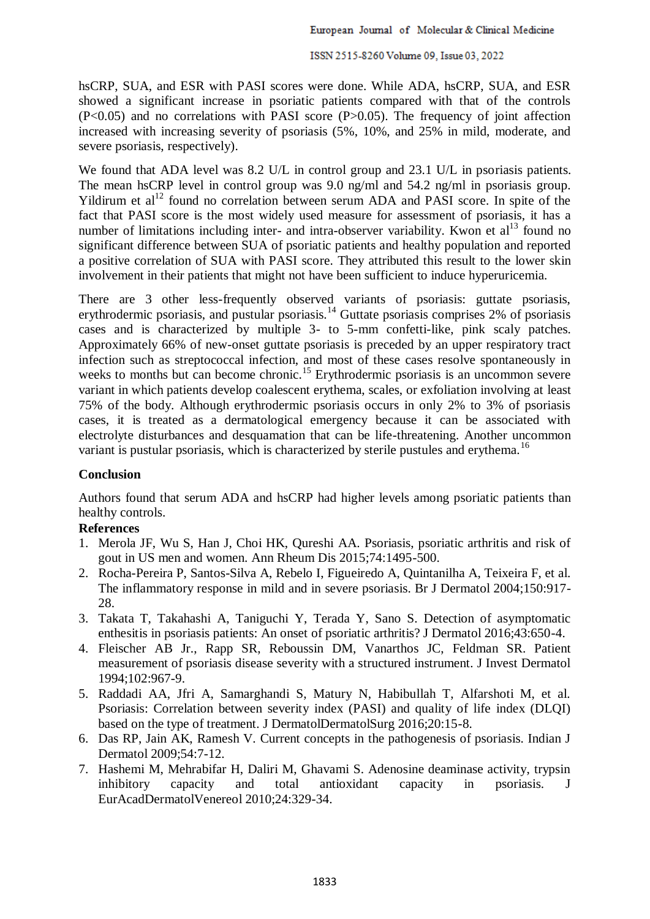hsCRP, SUA, and ESR with PASI scores were done. While ADA, hsCRP, SUA, and ESR showed a significant increase in psoriatic patients compared with that of the controls ($P<0.05$) and no correlations with PASI score ($P>0.05$). The frequency of joint affection increased with increasing severity of psoriasis (5%, 10%, and 25% in mild, moderate, and severe psoriasis, respectively).

We found that ADA level was 8.2 U/L in control group and 23.1 U/L in psoriasis patients. The mean hsCRP level in control group was 9.0 ng/ml and 54.2 ng/ml in psoriasis group. Yildirum et al[12] found no correlation between serum ADA and PASI score. In spite of the fact that PASI score is the most widely used measure for assessment of psoriasis, it has a number of limitations including inter- and intra-observer variability. Kwon et al[13] found no significant difference between SUA of psoriatic patients and healthy population and reported a positive correlation of SUA with PASI score. They attributed this result to the lower skin involvement in their patients that might not have been sufficient to induce hyperuricemia.

There are 3 other less-frequently observed variants of psoriasis: guttate psoriasis, erythrodermic psoriasis, and pustular psoriasis.[14] Guttate psoriasis comprises 2% of psoriasis cases and is characterized by multiple 3- to 5-mm confetti-like, pink scaly patches. Approximately 66% of new-onset guttate psoriasis is preceded by an upper respiratory tract infection such as streptococcal infection, and most of these cases resolve spontaneously in weeks to months but can become chronic.[15] Erythrodermic psoriasis is an uncommon severe variant in which patients develop coalescent erythema, scales, or exfoliation involving at least 75% of the body. Although erythrodermic psoriasis occurs in only 2% to 3% of psoriasis cases, it is treated as a dermatological emergency because it can be associated with electrolyte disturbances and desquamation that can be life-threatening. Another uncommon variant is pustular psoriasis, which is characterized by sterile pustules and erythema.[16]

## Conclusion

Authors found that serum ADA and hsCRP had higher levels among psoriatic patients than healthy controls.

## References

1. Merola JF, Wu S, Han J, Choi HK, Qureshi AA. Psoriasis, psoriatic arthritis and risk of gout in US men and women. Ann Rheum Dis 2015;74:1495-500.
2. Rocha-Pereira P, Santos-Silva A, Rebelo I, Figueiredo A, Quintanilha A, Teixeira F, et al. The inflammatory response in mild and in severe psoriasis. Br J Dermatol 2004;150:917-28.
3. Takata T, Takahashi A, Taniguchi Y, Terada Y, Sano S. Detection of asymptomatic enthesitis in psoriasis patients: An onset of psoriatic arthritis? J Dermatol 2016;43:650-4.
4. Fleischer AB Jr., Rapp SR, Reboussin DM, Vanarthos JC, Feldman SR. Patient measurement of psoriasis disease severity with a structured instrument. J Invest Dermatol 1994;102:967-9.
5. Raddadi AA, Jfri A, Samarghandi S, Matury N, Habibullah T, Alfarshoti M, et al. Psoriasis: Correlation between severity index (PASI) and quality of life index (DLQI) based on the type of treatment. J DermatolDermatolSurg 2016;20:15-8.
6. Das RP, Jain AK, Ramesh V. Current concepts in the pathogenesis of psoriasis. Indian J Dermatol 2009;54:7-12.
7. Hashemi M, Mehrabifar H, Daliri M, Ghavami S. Adenosine deaminase activity, trypsin inhibitory capacity and total antioxidant capacity in psoriasis. J EurAcadDermatolVenereol 2010;24:329-34.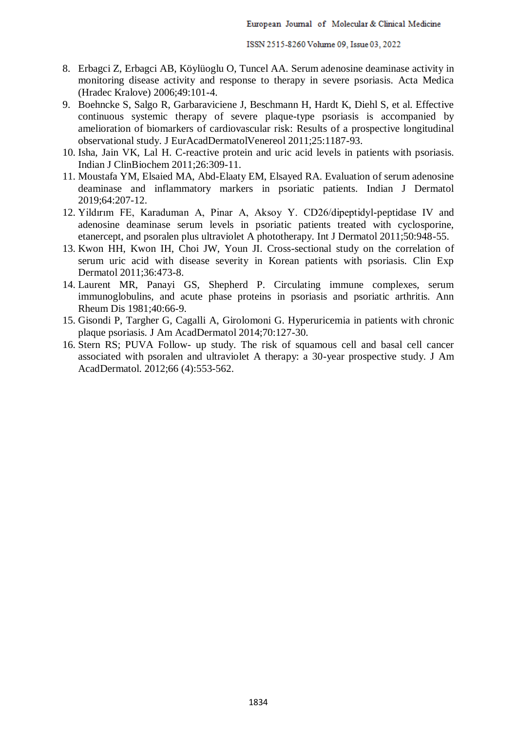8. Erbagci Z, Erbagci AB, Köylüoglu O, Tuncel AA. Serum adenosine deaminase activity in monitoring disease activity and response to therapy in severe psoriasis. Acta Medica (Hradec Kralove) 2006;49:101-4.
9. Boehncke S, Salgo R, Garbaraviciene J, Beschmann H, Hardt K, Diehl S, et al. Effective continuous systemic therapy of severe plaque-type psoriasis is accompanied by amelioration of biomarkers of cardiovascular risk: Results of a prospective longitudinal observational study. J EurAcadDermatolVenereol 2011;25:1187-93.
10. Isha, Jain VK, Lal H. C-reactive protein and uric acid levels in patients with psoriasis. Indian J ClinBiochem 2011;26:309-11.
11. Moustafa YM, Elsaied MA, Abd-Elaaty EM, Elsayed RA. Evaluation of serum adenosine deaminase and inflammatory markers in psoriatic patients. Indian J Dermatol 2019;64:207-12.
12. Yildırım FE, Karaduman A, Pinar A, Aksoy Y. CD26/dipeptidyl-peptidase IV and adenosine deaminase serum levels in psoriatic patients treated with cyclosporine, etanercept, and psoralen plus ultraviolet A phototherapy. Int J Dermatol 2011;50:948-55.
13. Kwon HH, Kwon IH, Choi JW, Youn JI. Cross-sectional study on the correlation of serum uric acid with disease severity in Korean patients with psoriasis. Clin Exp Dermatol 2011;36:473-8.
14. Laurent MR, Panayi GS, Shepherd P. Circulating immune complexes, serum immunoglobulins, and acute phase proteins in psoriasis and psoriatic arthritis. Ann Rheum Dis 1981;40:66-9.
15. Gisondi P, Targher G, Cagalli A, Girolomoni G. Hyperuricemia in patients with chronic plaque psoriasis. J Am AcadDermatol 2014;70:127-30.
16. Stern RS; PUVA Follow- up study. The risk of squamous cell and basal cell cancer associated with psoralen and ultraviolet A therapy: a 30-year prospective study. J Am AcadDermatol. 2012;66 (4):553-562.